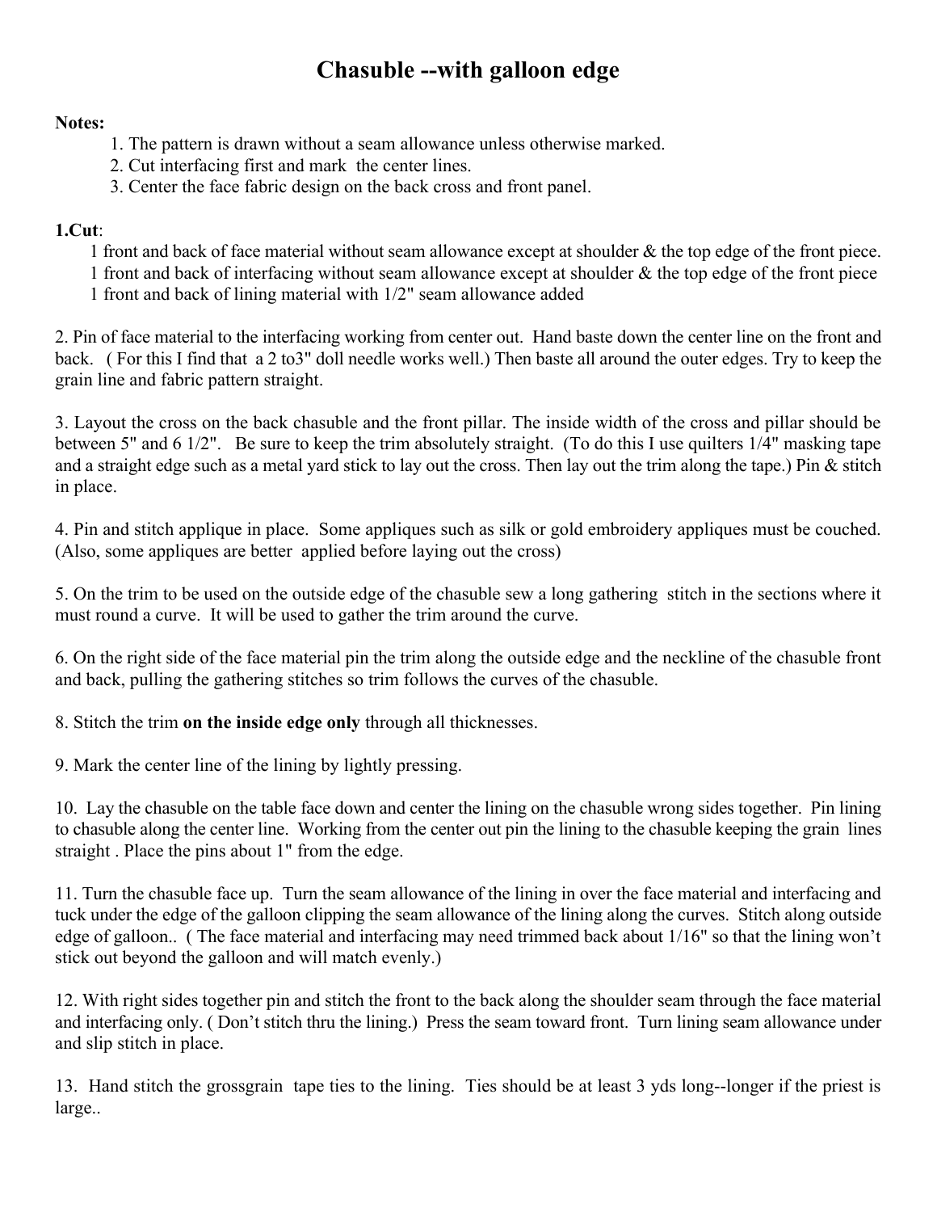# Chasuble --with galloon edge

**Notes:**

1. The pattern is drawn without a seam allowance unless otherwise marked.
2. Cut interfacing first and mark the center lines.
3. Center the face fabric design on the back cross and front panel.

**1.Cut**:

1 front and back of face material without seam allowance except at shoulder & the top edge of the front piece.
1 front and back of interfacing without seam allowance except at shoulder & the top edge of the front piece
1 front and back of lining material with 1/2" seam allowance added

2. Pin of face material to the interfacing working from center out. Hand baste down the center line on the front and back. ( For this I find that a 2 to3" doll needle works well.) Then baste all around the outer edges. Try to keep the grain line and fabric pattern straight.

3. Layout the cross on the back chasuble and the front pillar. The inside width of the cross and pillar should be between 5" and 6 1/2". Be sure to keep the trim absolutely straight. (To do this I use quilters 1/4" masking tape and a straight edge such as a metal yard stick to lay out the cross. Then lay out the trim along the tape.) Pin & stitch in place.

4. Pin and stitch applique in place. Some appliques such as silk or gold embroidery appliques must be couched. (Also, some appliques are better applied before laying out the cross)

5. On the trim to be used on the outside edge of the chasuble sew a long gathering stitch in the sections where it must round a curve. It will be used to gather the trim around the curve.

6. On the right side of the face material pin the trim along the outside edge and the neckline of the chasuble front and back, pulling the gathering stitches so trim follows the curves of the chasuble.

8. Stitch the trim **on the inside edge only** through all thicknesses.

9. Mark the center line of the lining by lightly pressing.

10. Lay the chasuble on the table face down and center the lining on the chasuble wrong sides together. Pin lining to chasuble along the center line. Working from the center out pin the lining to the chasuble keeping the grain lines straight . Place the pins about 1" from the edge.

11. Turn the chasuble face up. Turn the seam allowance of the lining in over the face material and interfacing and tuck under the edge of the galloon clipping the seam allowance of the lining along the curves. Stitch along outside edge of galloon.. ( The face material and interfacing may need trimmed back about 1/16" so that the lining won't stick out beyond the galloon and will match evenly.)

12. With right sides together pin and stitch the front to the back along the shoulder seam through the face material and interfacing only. ( Don't stitch thru the lining.) Press the seam toward front. Turn lining seam allowance under and slip stitch in place.

13. Hand stitch the grossgrain tape ties to the lining. Ties should be at least 3 yds long--longer if the priest is large..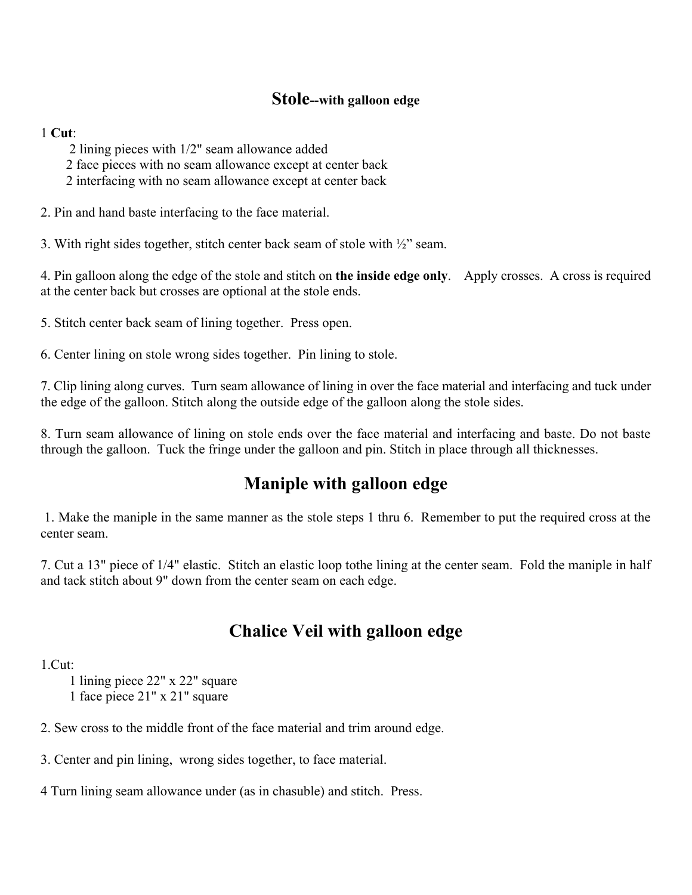## Stole--with galloon edge

1 **Cut**:

2 lining pieces with 1/2" seam allowance added
2 face pieces with no seam allowance except at center back
2 interfacing with no seam allowance except at center back

2. Pin and hand baste interfacing to the face material.

3. With right sides together, stitch center back seam of stole with ½" seam.

4. Pin galloon along the edge of the stole and stitch on **the inside edge only**. Apply crosses. A cross is required at the center back but crosses are optional at the stole ends.

5. Stitch center back seam of lining together. Press open.

6. Center lining on stole wrong sides together. Pin lining to stole.

7. Clip lining along curves. Turn seam allowance of lining in over the face material and interfacing and tuck under the edge of the galloon. Stitch along the outside edge of the galloon along the stole sides.

8. Turn seam allowance of lining on stole ends over the face material and interfacing and baste. Do not baste through the galloon. Tuck the fringe under the galloon and pin. Stitch in place through all thicknesses.

## Maniple with galloon edge

1. Make the maniple in the same manner as the stole steps 1 thru 6. Remember to put the required cross at the center seam.

7. Cut a 13" piece of 1/4" elastic. Stitch an elastic loop tothe lining at the center seam. Fold the maniple in half and tack stitch about 9" down from the center seam on each edge.

## Chalice Veil with galloon edge

1.Cut:

1 lining piece 22" x 22" square
1 face piece 21" x 21" square

2. Sew cross to the middle front of the face material and trim around edge.

3. Center and pin lining, wrong sides together, to face material.

4 Turn lining seam allowance under (as in chasuble) and stitch. Press.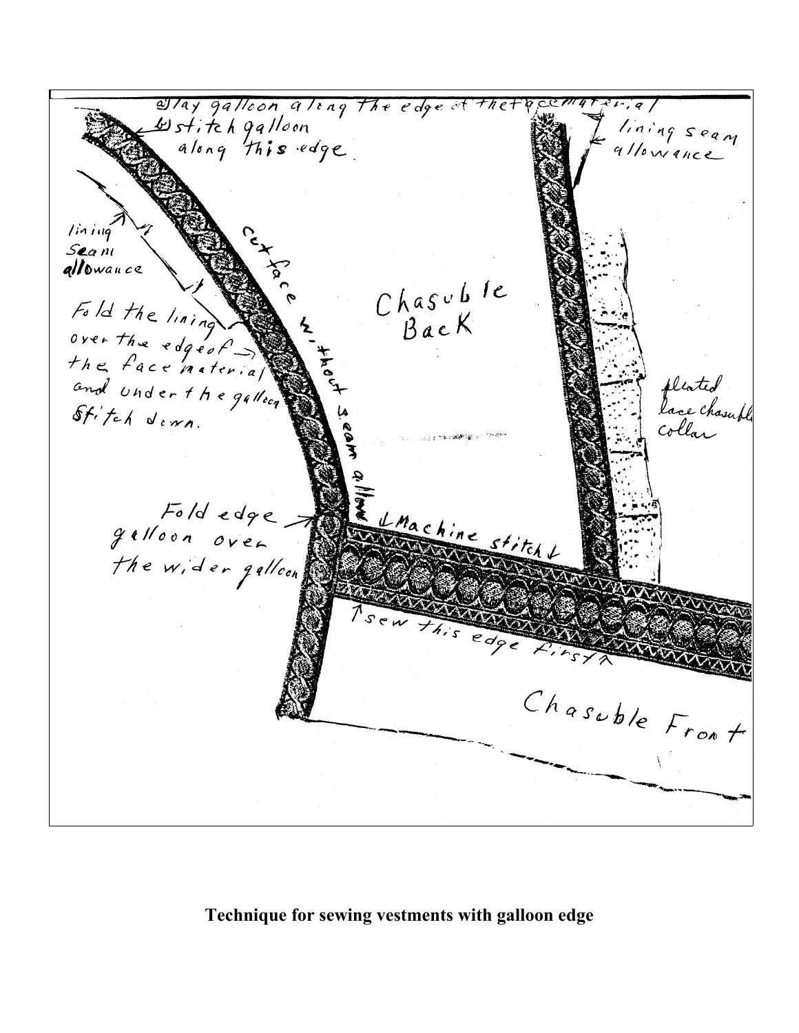a) lay galloon along the edge of the face material

b) stitch galloon along this edge.

lining seam allowance

lining seam allowance

Fold the lining over the edge of the face material and under the galloon Stitch down.

cut face without seam allowance

Chasuble Back

pleated lace chasuble collar

Fold edge galloon over the wider galloon

Machine stitch

sew this edge first

Chasuble Front

**Technique for sewing vestments with galloon edge**